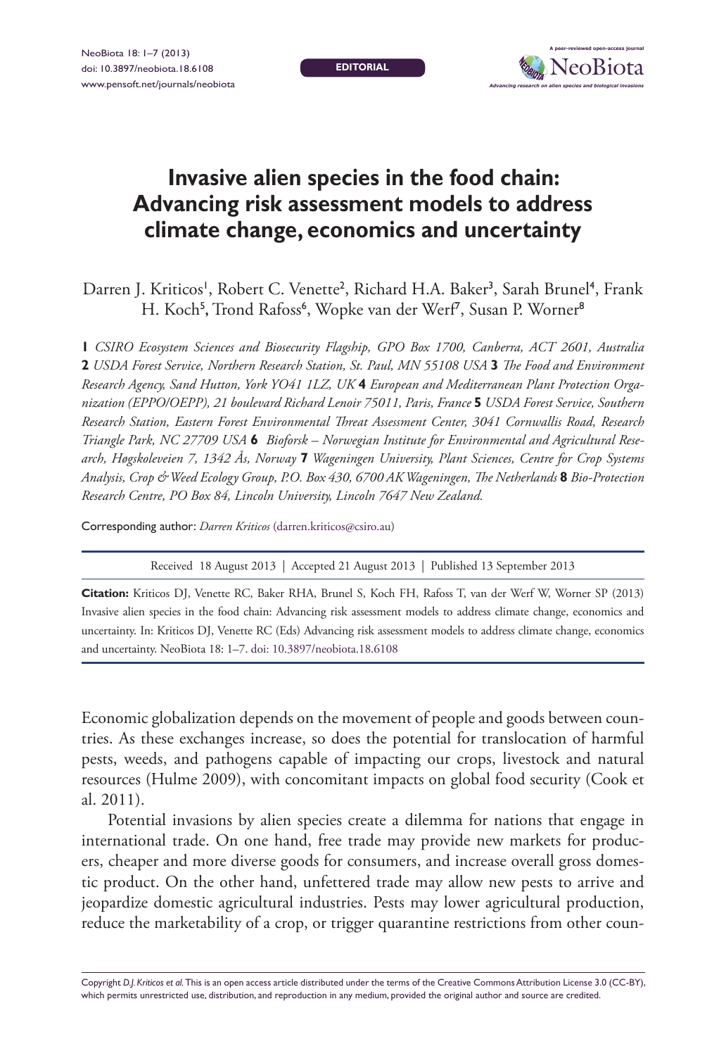EDITORIAL

# Invasive alien species in the food chain: Advancing risk assessment models to address climate change, economics and uncertainty

Darren J. Kriticos[1], Robert C. Venette[2], Richard H.A. Baker[3], Sarah Brunel[4], Frank H. Koch[5], Trond Rafoss[6], Wopke van der Werf[7], Susan P. Worner[8]

**1** *CSIRO Ecosystem Sciences and Biosecurity Flagship, GPO Box 1700, Canberra, ACT 2601, Australia* **2** *USDA Forest Service, Northern Research Station, St. Paul, MN 55108 USA* **3** *The Food and Environment Research Agency, Sand Hutton, York YO41 1LZ, UK* **4** *European and Mediterranean Plant Protection Organization (EPPO/OEPP), 21 boulevard Richard Lenoir 75011, Paris, France* **5** *USDA Forest Service, Southern Research Station, Eastern Forest Environmental Threat Assessment Center, 3041 Cornwallis Road, Research Triangle Park, NC 27709 USA* **6** *Bioforsk – Norwegian Institute for Environmental and Agricultural Research, Høgskoleveien 7, 1342 Ås, Norway* **7** *Wageningen University, Plant Sciences, Centre for Crop Systems Analysis, Crop & Weed Ecology Group, P.O. Box 430, 6700 AK Wageningen, The Netherlands* **8** *Bio-Protection Research Centre, PO Box 84, Lincoln University, Lincoln 7647 New Zealand.*

Corresponding author: *Darren Kriticos* (darren.kriticos@csiro.au)

Received 18 August 2013 | Accepted 21 August 2013 | Published 13 September 2013

**Citation:** Kriticos DJ, Venette RC, Baker RHA, Brunel S, Koch FH, Rafoss T, van der Werf W, Worner SP (2013) Invasive alien species in the food chain: Advancing risk assessment models to address climate change, economics and uncertainty. In: Kriticos DJ, Venette RC (Eds) Advancing risk assessment models to address climate change, economics and uncertainty. NeoBiota 18: 1–7. doi: 10.3897/neobiota.18.6108

Economic globalization depends on the movement of people and goods between countries. As these exchanges increase, so does the potential for translocation of harmful pests, weeds, and pathogens capable of impacting our crops, livestock and natural resources (Hulme 2009), with concomitant impacts on global food security (Cook et al. 2011).

Potential invasions by alien species create a dilemma for nations that engage in international trade. On one hand, free trade may provide new markets for producers, cheaper and more diverse goods for consumers, and increase overall gross domestic product. On the other hand, unfettered trade may allow new pests to arrive and jeopardize domestic agricultural industries. Pests may lower agricultural production, reduce the marketability of a crop, or trigger quarantine restrictions from other coun-

Copyright *D.J. Kriticos et al.* This is an open access article distributed under the terms of the Creative Commons Attribution License 3.0 (CC-BY), which permits unrestricted use, distribution, and reproduction in any medium, provided the original author and source are credited.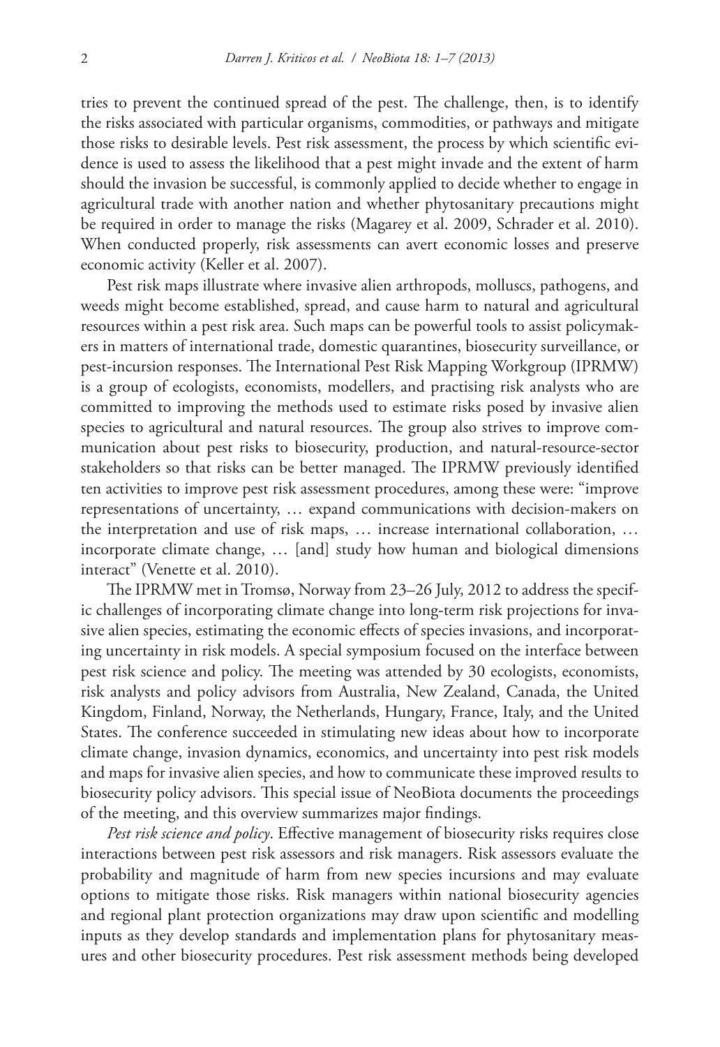tries to prevent the continued spread of the pest. The challenge, then, is to identify the risks associated with particular organisms, commodities, or pathways and mitigate those risks to desirable levels. Pest risk assessment, the process by which scientific evidence is used to assess the likelihood that a pest might invade and the extent of harm should the invasion be successful, is commonly applied to decide whether to engage in agricultural trade with another nation and whether phytosanitary precautions might be required in order to manage the risks (Magarey et al. 2009, Schrader et al. 2010). When conducted properly, risk assessments can avert economic losses and preserve economic activity (Keller et al. 2007).

Pest risk maps illustrate where invasive alien arthropods, molluscs, pathogens, and weeds might become established, spread, and cause harm to natural and agricultural resources within a pest risk area. Such maps can be powerful tools to assist policymakers in matters of international trade, domestic quarantines, biosecurity surveillance, or pest-incursion responses. The International Pest Risk Mapping Workgroup (IPRMW) is a group of ecologists, economists, modellers, and practising risk analysts who are committed to improving the methods used to estimate risks posed by invasive alien species to agricultural and natural resources. The group also strives to improve communication about pest risks to biosecurity, production, and natural-resource-sector stakeholders so that risks can be better managed. The IPRMW previously identified ten activities to improve pest risk assessment procedures, among these were: "improve representations of uncertainty, … expand communications with decision-makers on the interpretation and use of risk maps, … increase international collaboration, … incorporate climate change, … [and] study how human and biological dimensions interact" (Venette et al. 2010).

The IPRMW met in Tromsø, Norway from 23–26 July, 2012 to address the specific challenges of incorporating climate change into long-term risk projections for invasive alien species, estimating the economic effects of species invasions, and incorporating uncertainty in risk models. A special symposium focused on the interface between pest risk science and policy. The meeting was attended by 30 ecologists, economists, risk analysts and policy advisors from Australia, New Zealand, Canada, the United Kingdom, Finland, Norway, the Netherlands, Hungary, France, Italy, and the United States. The conference succeeded in stimulating new ideas about how to incorporate climate change, invasion dynamics, economics, and uncertainty into pest risk models and maps for invasive alien species, and how to communicate these improved results to biosecurity policy advisors. This special issue of NeoBiota documents the proceedings of the meeting, and this overview summarizes major findings.

*Pest risk science and policy*. Effective management of biosecurity risks requires close interactions between pest risk assessors and risk managers. Risk assessors evaluate the probability and magnitude of harm from new species incursions and may evaluate options to mitigate those risks. Risk managers within national biosecurity agencies and regional plant protection organizations may draw upon scientific and modelling inputs as they develop standards and implementation plans for phytosanitary measures and other biosecurity procedures. Pest risk assessment methods being developed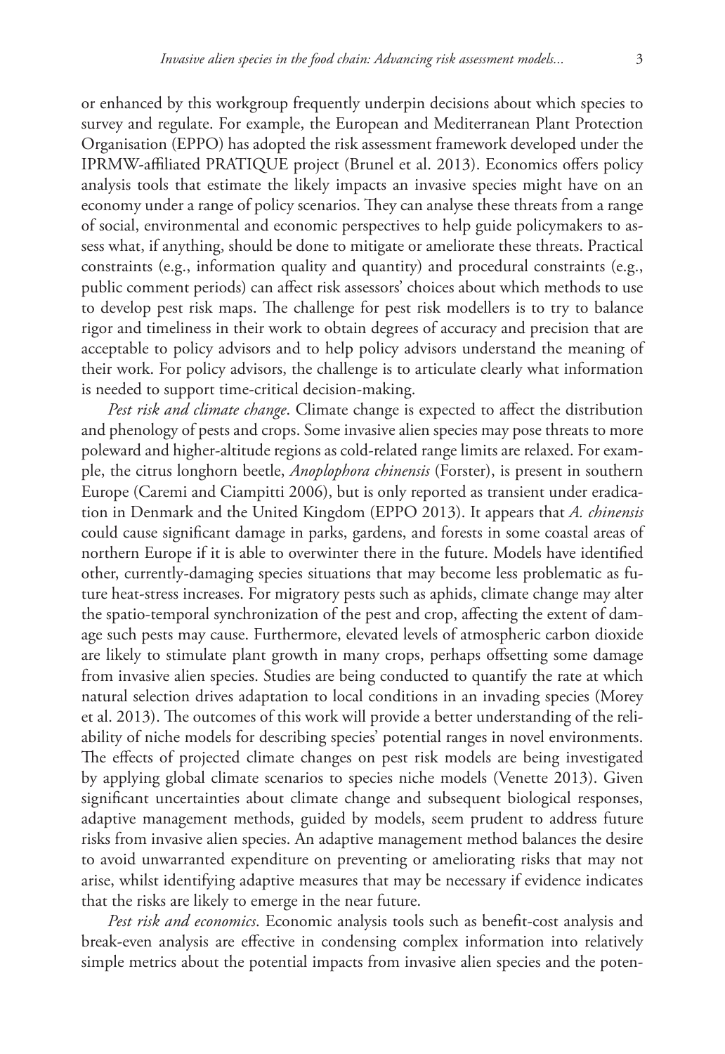or enhanced by this workgroup frequently underpin decisions about which species to survey and regulate. For example, the European and Mediterranean Plant Protection Organisation (EPPO) has adopted the risk assessment framework developed under the IPRMW-affiliated PRATIQUE project (Brunel et al. 2013). Economics offers policy analysis tools that estimate the likely impacts an invasive species might have on an economy under a range of policy scenarios. They can analyse these threats from a range of social, environmental and economic perspectives to help guide policymakers to assess what, if anything, should be done to mitigate or ameliorate these threats. Practical constraints (e.g., information quality and quantity) and procedural constraints (e.g., public comment periods) can affect risk assessors' choices about which methods to use to develop pest risk maps. The challenge for pest risk modellers is to try to balance rigor and timeliness in their work to obtain degrees of accuracy and precision that are acceptable to policy advisors and to help policy advisors understand the meaning of their work. For policy advisors, the challenge is to articulate clearly what information is needed to support time-critical decision-making.

*Pest risk and climate change*. Climate change is expected to affect the distribution and phenology of pests and crops. Some invasive alien species may pose threats to more poleward and higher-altitude regions as cold-related range limits are relaxed. For example, the citrus longhorn beetle, *Anoplophora chinensis* (Forster), is present in southern Europe (Caremi and Ciampitti 2006), but is only reported as transient under eradication in Denmark and the United Kingdom (EPPO 2013). It appears that *A. chinensis* could cause significant damage in parks, gardens, and forests in some coastal areas of northern Europe if it is able to overwinter there in the future. Models have identified other, currently-damaging species situations that may become less problematic as future heat-stress increases. For migratory pests such as aphids, climate change may alter the spatio-temporal synchronization of the pest and crop, affecting the extent of damage such pests may cause. Furthermore, elevated levels of atmospheric carbon dioxide are likely to stimulate plant growth in many crops, perhaps offsetting some damage from invasive alien species. Studies are being conducted to quantify the rate at which natural selection drives adaptation to local conditions in an invading species (Morey et al. 2013). The outcomes of this work will provide a better understanding of the reliability of niche models for describing species' potential ranges in novel environments. The effects of projected climate changes on pest risk models are being investigated by applying global climate scenarios to species niche models (Venette 2013). Given significant uncertainties about climate change and subsequent biological responses, adaptive management methods, guided by models, seem prudent to address future risks from invasive alien species. An adaptive management method balances the desire to avoid unwarranted expenditure on preventing or ameliorating risks that may not arise, whilst identifying adaptive measures that may be necessary if evidence indicates that the risks are likely to emerge in the near future.

*Pest risk and economics*. Economic analysis tools such as benefit-cost analysis and break-even analysis are effective in condensing complex information into relatively simple metrics about the potential impacts from invasive alien species and the poten-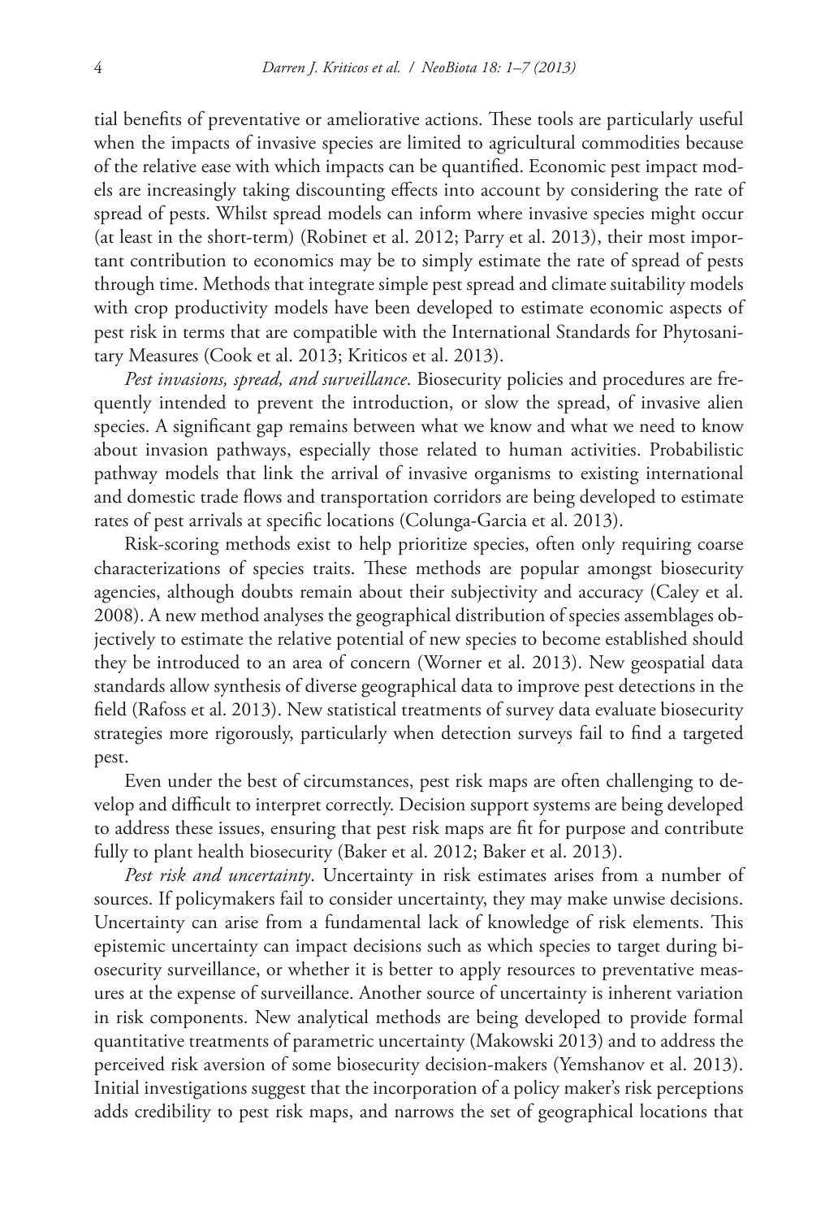tial benefits of preventative or ameliorative actions. These tools are particularly useful when the impacts of invasive species are limited to agricultural commodities because of the relative ease with which impacts can be quantified. Economic pest impact models are increasingly taking discounting effects into account by considering the rate of spread of pests. Whilst spread models can inform where invasive species might occur (at least in the short-term) (Robinet et al. 2012; Parry et al. 2013), their most important contribution to economics may be to simply estimate the rate of spread of pests through time. Methods that integrate simple pest spread and climate suitability models with crop productivity models have been developed to estimate economic aspects of pest risk in terms that are compatible with the International Standards for Phytosanitary Measures (Cook et al. 2013; Kriticos et al. 2013).

*Pest invasions, spread, and surveillance*. Biosecurity policies and procedures are frequently intended to prevent the introduction, or slow the spread, of invasive alien species. A significant gap remains between what we know and what we need to know about invasion pathways, especially those related to human activities. Probabilistic pathway models that link the arrival of invasive organisms to existing international and domestic trade flows and transportation corridors are being developed to estimate rates of pest arrivals at specific locations (Colunga-Garcia et al. 2013).

Risk-scoring methods exist to help prioritize species, often only requiring coarse characterizations of species traits. These methods are popular amongst biosecurity agencies, although doubts remain about their subjectivity and accuracy (Caley et al. 2008). A new method analyses the geographical distribution of species assemblages objectively to estimate the relative potential of new species to become established should they be introduced to an area of concern (Worner et al. 2013). New geospatial data standards allow synthesis of diverse geographical data to improve pest detections in the field (Rafoss et al. 2013). New statistical treatments of survey data evaluate biosecurity strategies more rigorously, particularly when detection surveys fail to find a targeted pest.

Even under the best of circumstances, pest risk maps are often challenging to develop and difficult to interpret correctly. Decision support systems are being developed to address these issues, ensuring that pest risk maps are fit for purpose and contribute fully to plant health biosecurity (Baker et al. 2012; Baker et al. 2013).

*Pest risk and uncertainty*. Uncertainty in risk estimates arises from a number of sources. If policymakers fail to consider uncertainty, they may make unwise decisions. Uncertainty can arise from a fundamental lack of knowledge of risk elements. This epistemic uncertainty can impact decisions such as which species to target during biosecurity surveillance, or whether it is better to apply resources to preventative measures at the expense of surveillance. Another source of uncertainty is inherent variation in risk components. New analytical methods are being developed to provide formal quantitative treatments of parametric uncertainty (Makowski 2013) and to address the perceived risk aversion of some biosecurity decision-makers (Yemshanov et al. 2013). Initial investigations suggest that the incorporation of a policy maker's risk perceptions adds credibility to pest risk maps, and narrows the set of geographical locations that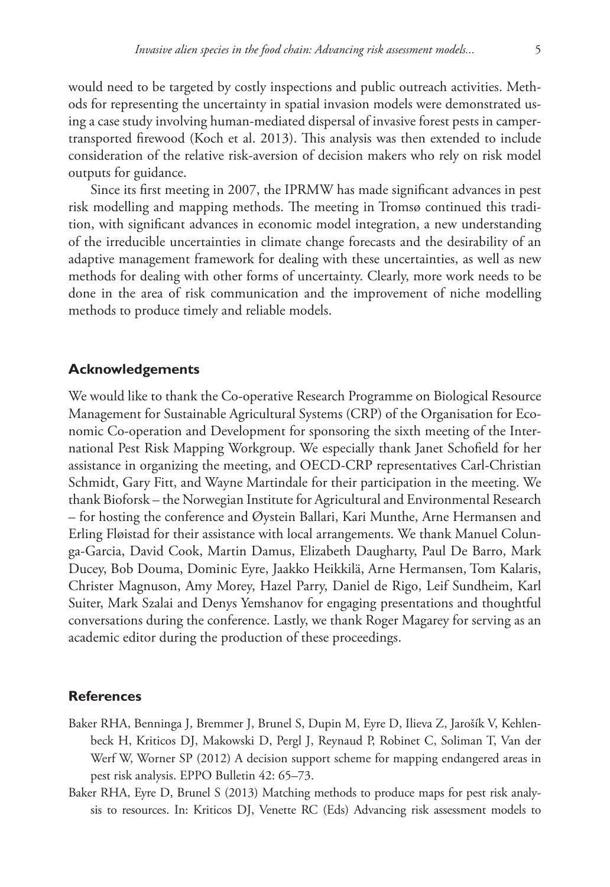would need to be targeted by costly inspections and public outreach activities. Methods for representing the uncertainty in spatial invasion models were demonstrated using a case study involving human-mediated dispersal of invasive forest pests in camper-transported firewood (Koch et al. 2013). This analysis was then extended to include consideration of the relative risk-aversion of decision makers who rely on risk model outputs for guidance.

Since its first meeting in 2007, the IPRMW has made significant advances in pest risk modelling and mapping methods. The meeting in Tromsø continued this tradition, with significant advances in economic model integration, a new understanding of the irreducible uncertainties in climate change forecasts and the desirability of an adaptive management framework for dealing with these uncertainties, as well as new methods for dealing with other forms of uncertainty. Clearly, more work needs to be done in the area of risk communication and the improvement of niche modelling methods to produce timely and reliable models.

## Acknowledgements

We would like to thank the Co-operative Research Programme on Biological Resource Management for Sustainable Agricultural Systems (CRP) of the Organisation for Economic Co-operation and Development for sponsoring the sixth meeting of the International Pest Risk Mapping Workgroup. We especially thank Janet Schofield for her assistance in organizing the meeting, and OECD-CRP representatives Carl-Christian Schmidt, Gary Fitt, and Wayne Martindale for their participation in the meeting. We thank Bioforsk – the Norwegian Institute for Agricultural and Environmental Research – for hosting the conference and Øystein Ballari, Kari Munthe, Arne Hermansen and Erling Fløistad for their assistance with local arrangements. We thank Manuel Colunga-Garcia, David Cook, Martin Damus, Elizabeth Daugharty, Paul De Barro, Mark Ducey, Bob Douma, Dominic Eyre, Jaakko Heikkilä, Arne Hermansen, Tom Kalaris, Christer Magnuson, Amy Morey, Hazel Parry, Daniel de Rigo, Leif Sundheim, Karl Suiter, Mark Szalai and Denys Yemshanov for engaging presentations and thoughtful conversations during the conference. Lastly, we thank Roger Magarey for serving as an academic editor during the production of these proceedings.

## References

Baker RHA, Benninga J, Bremmer J, Brunel S, Dupin M, Eyre D, Ilieva Z, Jarošík V, Kehlenbeck H, Kriticos DJ, Makowski D, Pergl J, Reynaud P, Robinet C, Soliman T, Van der Werf W, Worner SP (2012) A decision support scheme for mapping endangered areas in pest risk analysis. EPPO Bulletin 42: 65–73.

Baker RHA, Eyre D, Brunel S (2013) Matching methods to produce maps for pest risk analysis to resources. In: Kriticos DJ, Venette RC (Eds) Advancing risk assessment models to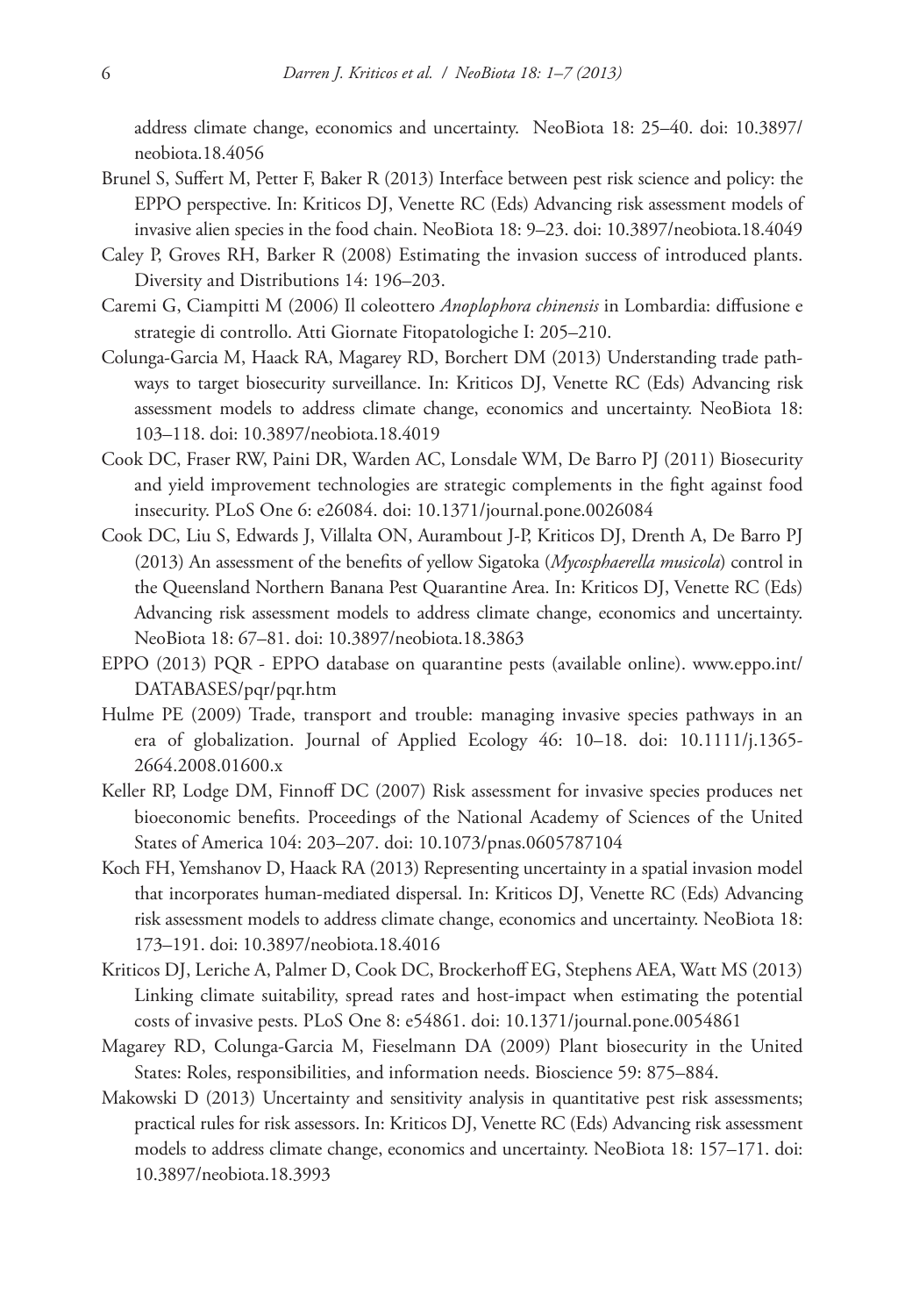address climate change, economics and uncertainty. NeoBiota 18: 25–40. doi: 10.3897/neobiota.18.4056

Brunel S, Suffert M, Petter F, Baker R (2013) Interface between pest risk science and policy: the EPPO perspective. In: Kriticos DJ, Venette RC (Eds) Advancing risk assessment models of invasive alien species in the food chain. NeoBiota 18: 9–23. doi: 10.3897/neobiota.18.4049

Caley P, Groves RH, Barker R (2008) Estimating the invasion success of introduced plants. Diversity and Distributions 14: 196–203.

Caremi G, Ciampitti M (2006) Il coleottero *Anoplophora chinensis* in Lombardia: diffusione e strategie di controllo. Atti Giornate Fitopatologiche I: 205–210.

Colunga-Garcia M, Haack RA, Magarey RD, Borchert DM (2013) Understanding trade pathways to target biosecurity surveillance. In: Kriticos DJ, Venette RC (Eds) Advancing risk assessment models to address climate change, economics and uncertainty. NeoBiota 18: 103–118. doi: 10.3897/neobiota.18.4019

Cook DC, Fraser RW, Paini DR, Warden AC, Lonsdale WM, De Barro PJ (2011) Biosecurity and yield improvement technologies are strategic complements in the fight against food insecurity. PLoS One 6: e26084. doi: 10.1371/journal.pone.0026084

Cook DC, Liu S, Edwards J, Villalta ON, Aurambout J-P, Kriticos DJ, Drenth A, De Barro PJ (2013) An assessment of the benefits of yellow Sigatoka (*Mycosphaerella musicola*) control in the Queensland Northern Banana Pest Quarantine Area. In: Kriticos DJ, Venette RC (Eds) Advancing risk assessment models to address climate change, economics and uncertainty. NeoBiota 18: 67–81. doi: 10.3897/neobiota.18.3863

EPPO (2013) PQR - EPPO database on quarantine pests (available online). www.eppo.int/DATABASES/pqr/pqr.htm

Hulme PE (2009) Trade, transport and trouble: managing invasive species pathways in an era of globalization. Journal of Applied Ecology 46: 10–18. doi: 10.1111/j.1365-2664.2008.01600.x

Keller RP, Lodge DM, Finnoff DC (2007) Risk assessment for invasive species produces net bioeconomic benefits. Proceedings of the National Academy of Sciences of the United States of America 104: 203–207. doi: 10.1073/pnas.0605787104

Koch FH, Yemshanov D, Haack RA (2013) Representing uncertainty in a spatial invasion model that incorporates human-mediated dispersal. In: Kriticos DJ, Venette RC (Eds) Advancing risk assessment models to address climate change, economics and uncertainty. NeoBiota 18: 173–191. doi: 10.3897/neobiota.18.4016

Kriticos DJ, Leriche A, Palmer D, Cook DC, Brockerhoff EG, Stephens AEA, Watt MS (2013) Linking climate suitability, spread rates and host-impact when estimating the potential costs of invasive pests. PLoS One 8: e54861. doi: 10.1371/journal.pone.0054861

Magarey RD, Colunga-Garcia M, Fieselmann DA (2009) Plant biosecurity in the United States: Roles, responsibilities, and information needs. Bioscience 59: 875–884.

Makowski D (2013) Uncertainty and sensitivity analysis in quantitative pest risk assessments; practical rules for risk assessors. In: Kriticos DJ, Venette RC (Eds) Advancing risk assessment models to address climate change, economics and uncertainty. NeoBiota 18: 157–171. doi: 10.3897/neobiota.18.3993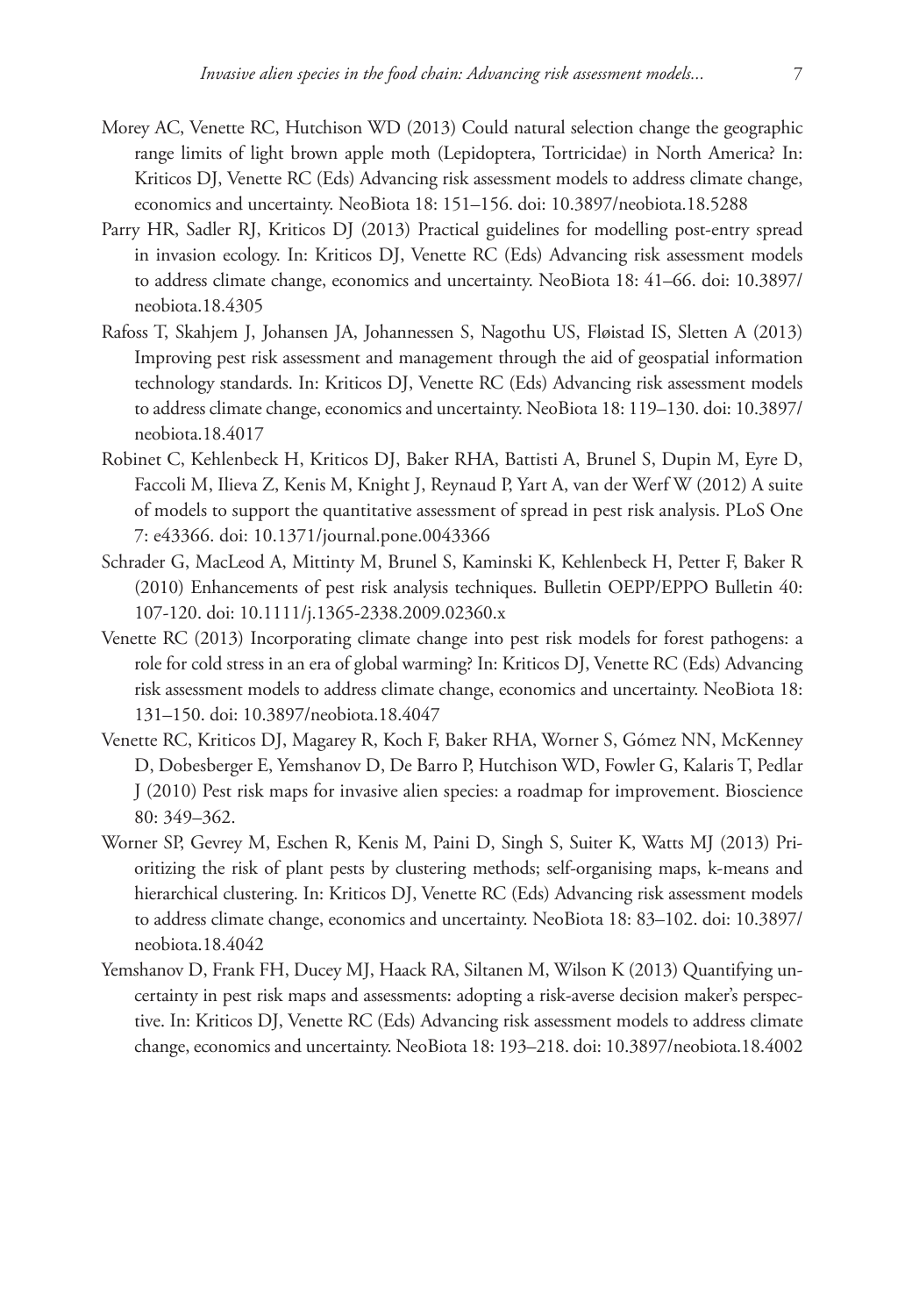Morey AC, Venette RC, Hutchison WD (2013) Could natural selection change the geographic range limits of light brown apple moth (Lepidoptera, Tortricidae) in North America? In: Kriticos DJ, Venette RC (Eds) Advancing risk assessment models to address climate change, economics and uncertainty. NeoBiota 18: 151–156. doi: 10.3897/neobiota.18.5288

Parry HR, Sadler RJ, Kriticos DJ (2013) Practical guidelines for modelling post-entry spread in invasion ecology. In: Kriticos DJ, Venette RC (Eds) Advancing risk assessment models to address climate change, economics and uncertainty. NeoBiota 18: 41–66. doi: 10.3897/neobiota.18.4305

Rafoss T, Skahjem J, Johansen JA, Johannessen S, Nagothu US, Fløistad IS, Sletten A (2013) Improving pest risk assessment and management through the aid of geospatial information technology standards. In: Kriticos DJ, Venette RC (Eds) Advancing risk assessment models to address climate change, economics and uncertainty. NeoBiota 18: 119–130. doi: 10.3897/neobiota.18.4017

Robinet C, Kehlenbeck H, Kriticos DJ, Baker RHA, Battisti A, Brunel S, Dupin M, Eyre D, Faccoli M, Ilieva Z, Kenis M, Knight J, Reynaud P, Yart A, van der Werf W (2012) A suite of models to support the quantitative assessment of spread in pest risk analysis. PLoS One 7: e43366. doi: 10.1371/journal.pone.0043366

Schrader G, MacLeod A, Mittinty M, Brunel S, Kaminski K, Kehlenbeck H, Petter F, Baker R (2010) Enhancements of pest risk analysis techniques. Bulletin OEPP/EPPO Bulletin 40: 107-120. doi: 10.1111/j.1365-2338.2009.02360.x

Venette RC (2013) Incorporating climate change into pest risk models for forest pathogens: a role for cold stress in an era of global warming? In: Kriticos DJ, Venette RC (Eds) Advancing risk assessment models to address climate change, economics and uncertainty. NeoBiota 18: 131–150. doi: 10.3897/neobiota.18.4047

Venette RC, Kriticos DJ, Magarey R, Koch F, Baker RHA, Worner S, Gómez NN, McKenney D, Dobesberger E, Yemshanov D, De Barro P, Hutchison WD, Fowler G, Kalaris T, Pedlar J (2010) Pest risk maps for invasive alien species: a roadmap for improvement. Bioscience 80: 349–362.

Worner SP, Gevrey M, Eschen R, Kenis M, Paini D, Singh S, Suiter K, Watts MJ (2013) Prioritizing the risk of plant pests by clustering methods; self-organising maps, k-means and hierarchical clustering. In: Kriticos DJ, Venette RC (Eds) Advancing risk assessment models to address climate change, economics and uncertainty. NeoBiota 18: 83–102. doi: 10.3897/neobiota.18.4042

Yemshanov D, Frank FH, Ducey MJ, Haack RA, Siltanen M, Wilson K (2013) Quantifying uncertainty in pest risk maps and assessments: adopting a risk-averse decision maker's perspective. In: Kriticos DJ, Venette RC (Eds) Advancing risk assessment models to address climate change, economics and uncertainty. NeoBiota 18: 193–218. doi: 10.3897/neobiota.18.4002